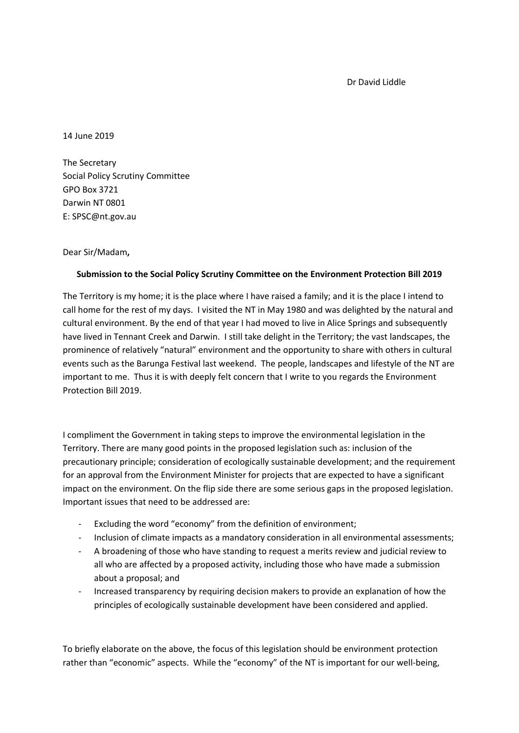Dr David Liddle

14 June 2019

The Secretary
Social Policy Scrutiny Committee
GPO Box 3721
Darwin NT 0801
E: SPSC@nt.gov.au

Dear Sir/Madam**,**

**Submission to the Social Policy Scrutiny Committee on the Environment Protection Bill 2019**

The Territory is my home; it is the place where I have raised a family; and it is the place I intend to call home for the rest of my days. I visited the NT in May 1980 and was delighted by the natural and cultural environment. By the end of that year I had moved to live in Alice Springs and subsequently have lived in Tennant Creek and Darwin. I still take delight in the Territory; the vast landscapes, the prominence of relatively "natural" environment and the opportunity to share with others in cultural events such as the Barunga Festival last weekend. The people, landscapes and lifestyle of the NT are important to me. Thus it is with deeply felt concern that I write to you regards the Environment Protection Bill 2019.

I compliment the Government in taking steps to improve the environmental legislation in the Territory. There are many good points in the proposed legislation such as: inclusion of the precautionary principle; consideration of ecologically sustainable development; and the requirement for an approval from the Environment Minister for projects that are expected to have a significant impact on the environment. On the flip side there are some serious gaps in the proposed legislation. Important issues that need to be addressed are:

- Excluding the word "economy" from the definition of environment;
- Inclusion of climate impacts as a mandatory consideration in all environmental assessments;
- A broadening of those who have standing to request a merits review and judicial review to all who are affected by a proposed activity, including those who have made a submission about a proposal; and
- Increased transparency by requiring decision makers to provide an explanation of how the principles of ecologically sustainable development have been considered and applied.

To briefly elaborate on the above, the focus of this legislation should be environment protection rather than "economic" aspects. While the "economy" of the NT is important for our well-being,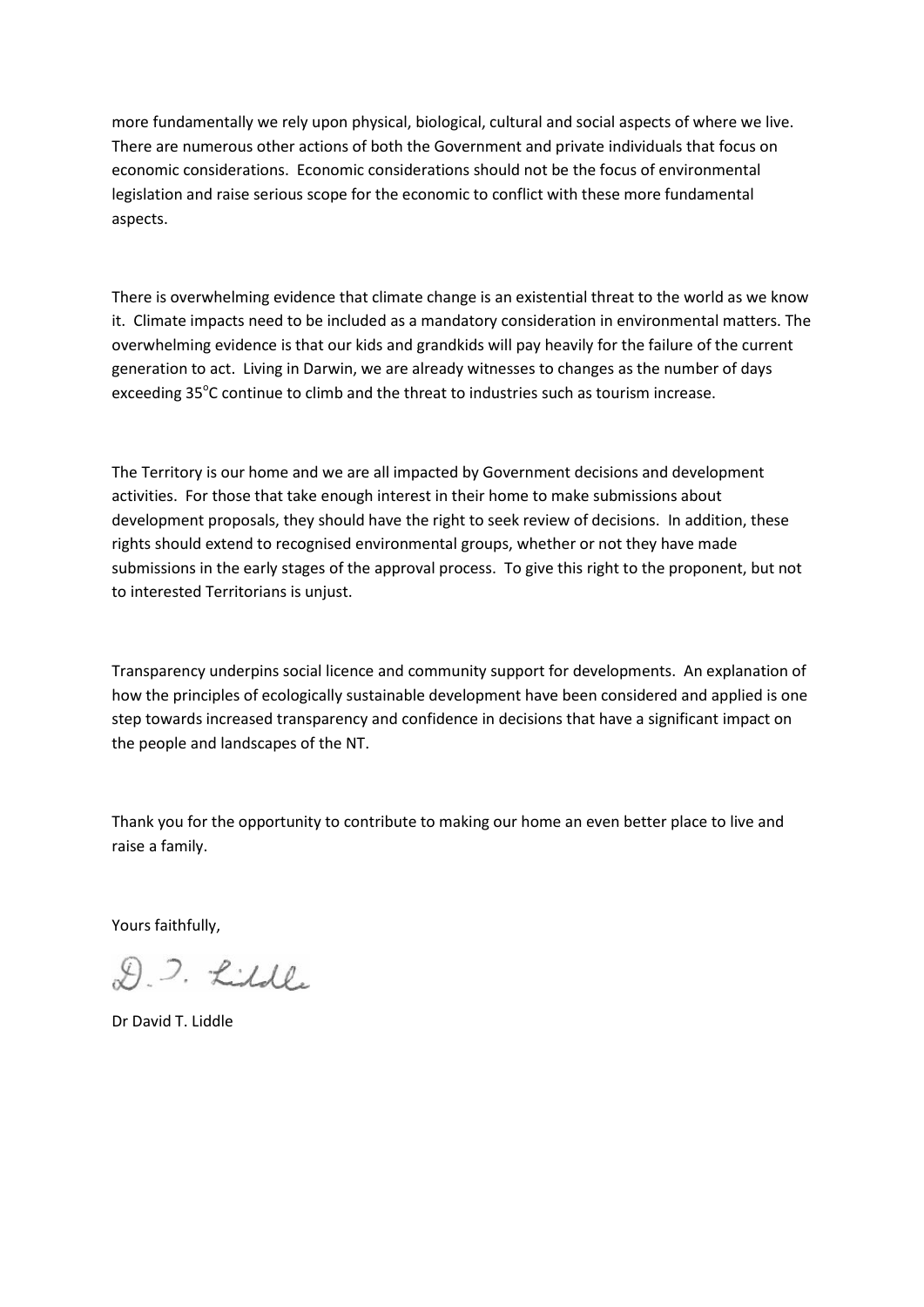more fundamentally we rely upon physical, biological, cultural and social aspects of where we live. There are numerous other actions of both the Government and private individuals that focus on economic considerations. Economic considerations should not be the focus of environmental legislation and raise serious scope for the economic to conflict with these more fundamental aspects.

There is overwhelming evidence that climate change is an existential threat to the world as we know it. Climate impacts need to be included as a mandatory consideration in environmental matters. The overwhelming evidence is that our kids and grandkids will pay heavily for the failure of the current generation to act. Living in Darwin, we are already witnesses to changes as the number of days exceeding 35°C continue to climb and the threat to industries such as tourism increase.

The Territory is our home and we are all impacted by Government decisions and development activities. For those that take enough interest in their home to make submissions about development proposals, they should have the right to seek review of decisions. In addition, these rights should extend to recognised environmental groups, whether or not they have made submissions in the early stages of the approval process. To give this right to the proponent, but not to interested Territorians is unjust.

Transparency underpins social licence and community support for developments. An explanation of how the principles of ecologically sustainable development have been considered and applied is one step towards increased transparency and confidence in decisions that have a significant impact on the people and landscapes of the NT.

Thank you for the opportunity to contribute to making our home an even better place to live and raise a family.

Yours faithfully,

D.T. Liddle

Dr David T. Liddle